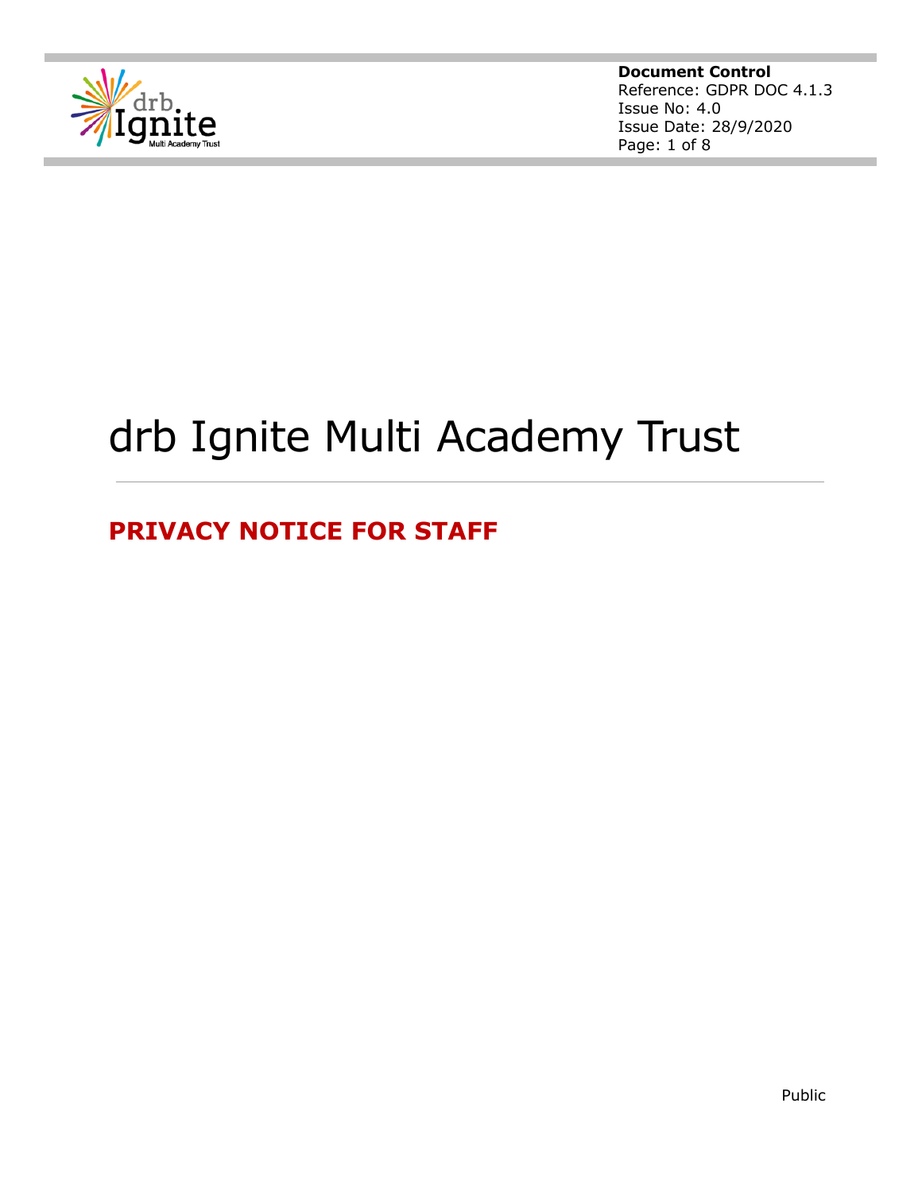**Document Control**
Reference: GDPR DOC 4.1.3
Issue No: 4.0
Issue Date: 28/9/2020

# drb Ignite Multi Academy Trust

## PRIVACY NOTICE FOR STAFF

Public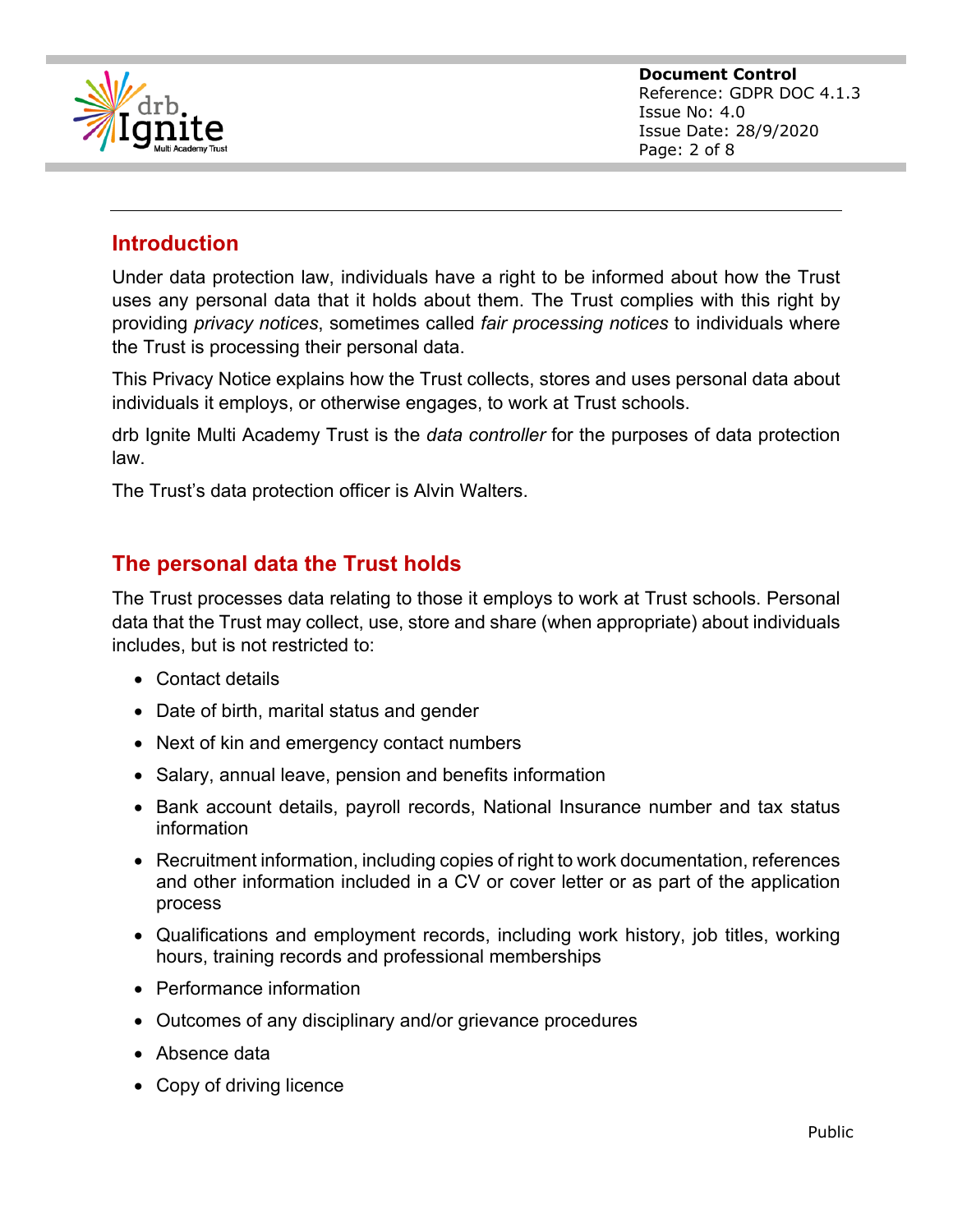## Introduction

Under data protection law, individuals have a right to be informed about how the Trust uses any personal data that it holds about them. The Trust complies with this right by providing *privacy notices*, sometimes called *fair processing notices* to individuals where the Trust is processing their personal data.

This Privacy Notice explains how the Trust collects, stores and uses personal data about individuals it employs, or otherwise engages, to work at Trust schools.

drb Ignite Multi Academy Trust is the *data controller* for the purposes of data protection law.

The Trust's data protection officer is Alvin Walters.

## The personal data the Trust holds

The Trust processes data relating to those it employs to work at Trust schools. Personal data that the Trust may collect, use, store and share (when appropriate) about individuals includes, but is not restricted to:

- Contact details
- Date of birth, marital status and gender
- Next of kin and emergency contact numbers
- Salary, annual leave, pension and benefits information
- Bank account details, payroll records, National Insurance number and tax status information
- Recruitment information, including copies of right to work documentation, references and other information included in a CV or cover letter or as part of the application process
- Qualifications and employment records, including work history, job titles, working hours, training records and professional memberships
- Performance information
- Outcomes of any disciplinary and/or grievance procedures
- Absence data
- Copy of driving licence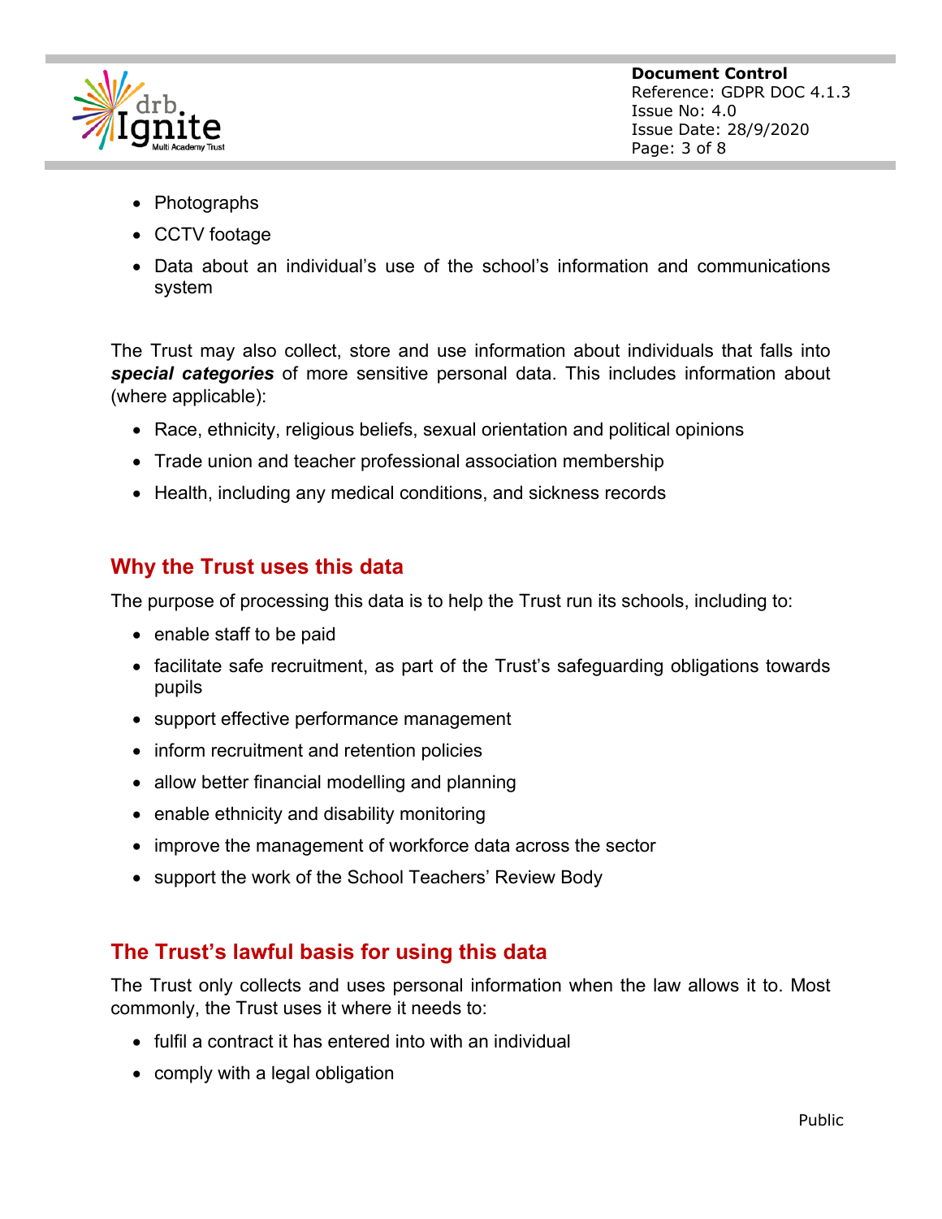- Photographs
- CCTV footage
- Data about an individual's use of the school's information and communications system

The Trust may also collect, store and use information about individuals that falls into ***special categories*** of more sensitive personal data. This includes information about (where applicable):

- Race, ethnicity, religious beliefs, sexual orientation and political opinions
- Trade union and teacher professional association membership
- Health, including any medical conditions, and sickness records

## Why the Trust uses this data

The purpose of processing this data is to help the Trust run its schools, including to:

- enable staff to be paid
- facilitate safe recruitment, as part of the Trust's safeguarding obligations towards pupils
- support effective performance management
- inform recruitment and retention policies
- allow better financial modelling and planning
- enable ethnicity and disability monitoring
- improve the management of workforce data across the sector
- support the work of the School Teachers' Review Body

## The Trust's lawful basis for using this data

The Trust only collects and uses personal information when the law allows it to. Most commonly, the Trust uses it where it needs to:

- fulfil a contract it has entered into with an individual
- comply with a legal obligation

Public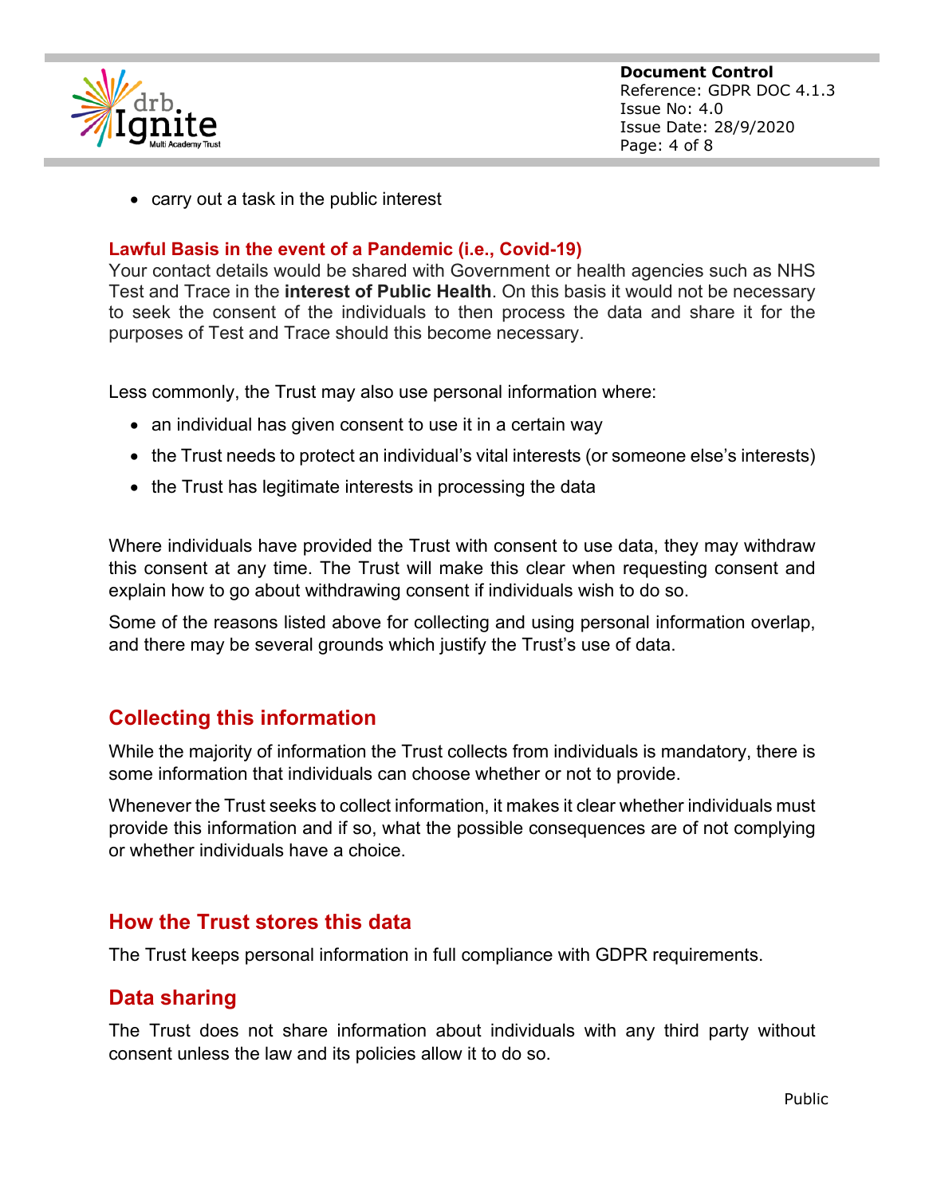- carry out a task in the public interest

**Lawful Basis in the event of a Pandemic (i.e., Covid-19)**

Your contact details would be shared with Government or health agencies such as NHS Test and Trace in the **interest of Public Health**. On this basis it would not be necessary to seek the consent of the individuals to then process the data and share it for the purposes of Test and Trace should this become necessary.

Less commonly, the Trust may also use personal information where:

- an individual has given consent to use it in a certain way
- the Trust needs to protect an individual's vital interests (or someone else's interests)
- the Trust has legitimate interests in processing the data

Where individuals have provided the Trust with consent to use data, they may withdraw this consent at any time. The Trust will make this clear when requesting consent and explain how to go about withdrawing consent if individuals wish to do so.

Some of the reasons listed above for collecting and using personal information overlap, and there may be several grounds which justify the Trust's use of data.

## Collecting this information

While the majority of information the Trust collects from individuals is mandatory, there is some information that individuals can choose whether or not to provide.

Whenever the Trust seeks to collect information, it makes it clear whether individuals must provide this information and if so, what the possible consequences are of not complying or whether individuals have a choice.

## How the Trust stores this data

The Trust keeps personal information in full compliance with GDPR requirements.

## Data sharing

The Trust does not share information about individuals with any third party without consent unless the law and its policies allow it to do so.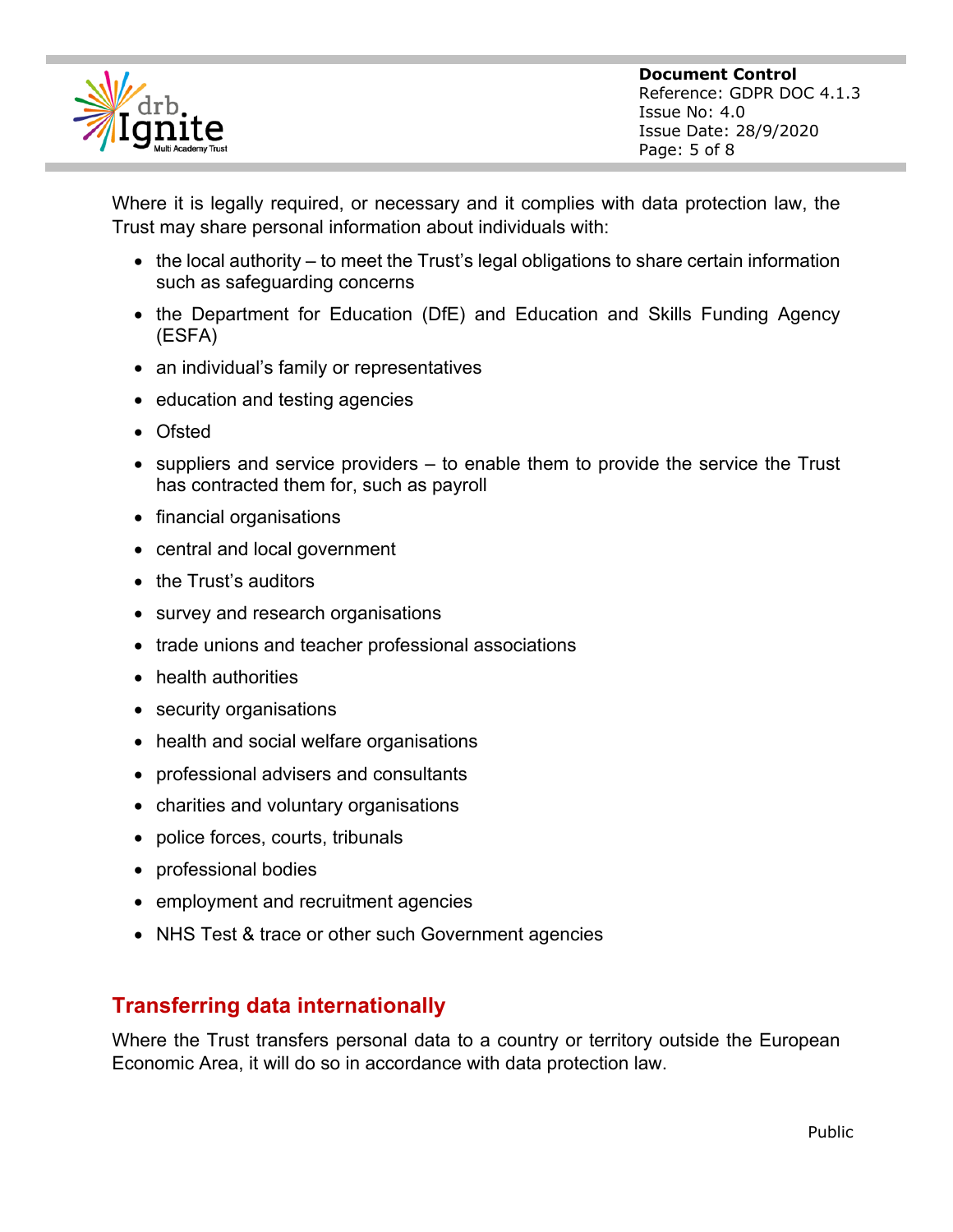Where it is legally required, or necessary and it complies with data protection law, the Trust may share personal information about individuals with:

- the local authority – to meet the Trust's legal obligations to share certain information such as safeguarding concerns
- the Department for Education (DfE) and Education and Skills Funding Agency (ESFA)
- an individual's family or representatives
- education and testing agencies
- Ofsted
- suppliers and service providers – to enable them to provide the service the Trust has contracted them for, such as payroll
- financial organisations
- central and local government
- the Trust's auditors
- survey and research organisations
- trade unions and teacher professional associations
- health authorities
- security organisations
- health and social welfare organisations
- professional advisers and consultants
- charities and voluntary organisations
- police forces, courts, tribunals
- professional bodies
- employment and recruitment agencies
- NHS Test & trace or other such Government agencies

## Transferring data internationally

Where the Trust transfers personal data to a country or territory outside the European Economic Area, it will do so in accordance with data protection law.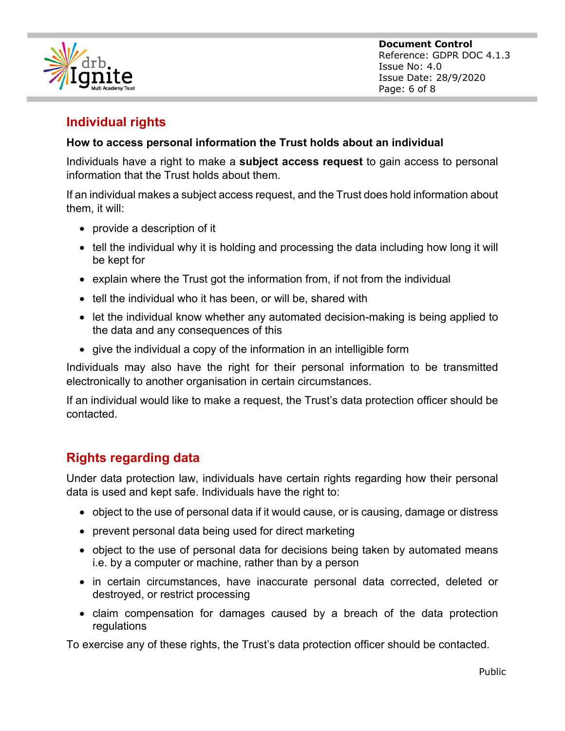## Individual rights

**How to access personal information the Trust holds about an individual**

Individuals have a right to make a **subject access request** to gain access to personal information that the Trust holds about them.

If an individual makes a subject access request, and the Trust does hold information about them, it will:

- provide a description of it
- tell the individual why it is holding and processing the data including how long it will be kept for
- explain where the Trust got the information from, if not from the individual
- tell the individual who it has been, or will be, shared with
- let the individual know whether any automated decision-making is being applied to the data and any consequences of this
- give the individual a copy of the information in an intelligible form

Individuals may also have the right for their personal information to be transmitted electronically to another organisation in certain circumstances.

If an individual would like to make a request, the Trust's data protection officer should be contacted.

## Rights regarding data

Under data protection law, individuals have certain rights regarding how their personal data is used and kept safe. Individuals have the right to:

- object to the use of personal data if it would cause, or is causing, damage or distress
- prevent personal data being used for direct marketing
- object to the use of personal data for decisions being taken by automated means i.e. by a computer or machine, rather than by a person
- in certain circumstances, have inaccurate personal data corrected, deleted or destroyed, or restrict processing
- claim compensation for damages caused by a breach of the data protection regulations

To exercise any of these rights, the Trust's data protection officer should be contacted.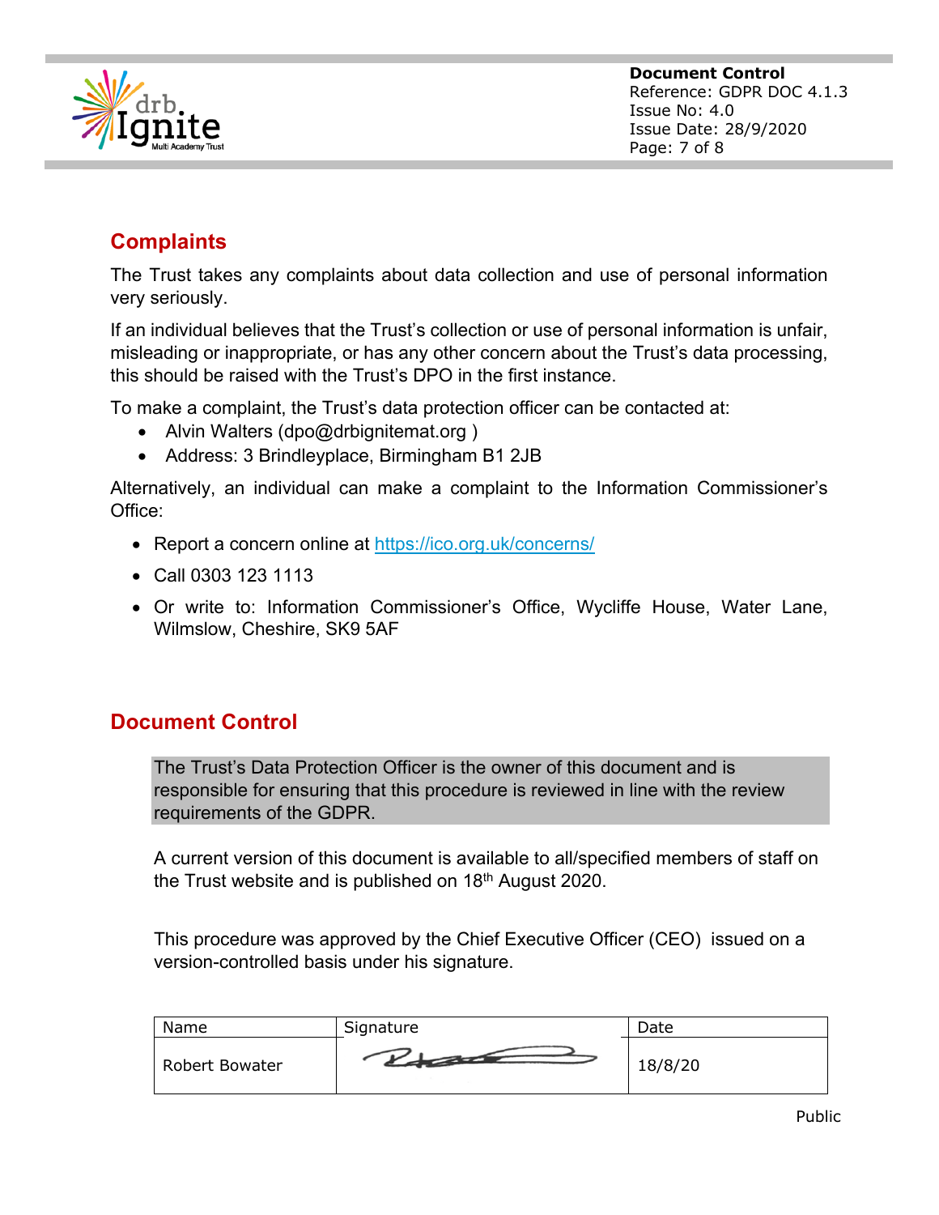## Complaints

The Trust takes any complaints about data collection and use of personal information very seriously.

If an individual believes that the Trust's collection or use of personal information is unfair, misleading or inappropriate, or has any other concern about the Trust's data processing, this should be raised with the Trust's DPO in the first instance.

To make a complaint, the Trust's data protection officer can be contacted at:

- Alvin Walters (dpo@drbignitemat.org )
- Address: 3 Brindleyplace, Birmingham B1 2JB

Alternatively, an individual can make a complaint to the Information Commissioner's Office:

- Report a concern online at https://ico.org.uk/concerns/
- Call 0303 123 1113
- Or write to: Information Commissioner's Office, Wycliffe House, Water Lane, Wilmslow, Cheshire, SK9 5AF

## Document Control

The Trust's Data Protection Officer is the owner of this document and is responsible for ensuring that this procedure is reviewed in line with the review requirements of the GDPR.

A current version of this document is available to all/specified members of staff on the Trust website and is published on 18th August 2020.

This procedure was approved by the Chief Executive Officer (CEO) issued on a version-controlled basis under his signature.

| Name | Signature | Date |
| --- | --- | --- |
| Robert Bowater | [signature] | 18/8/20 |

Public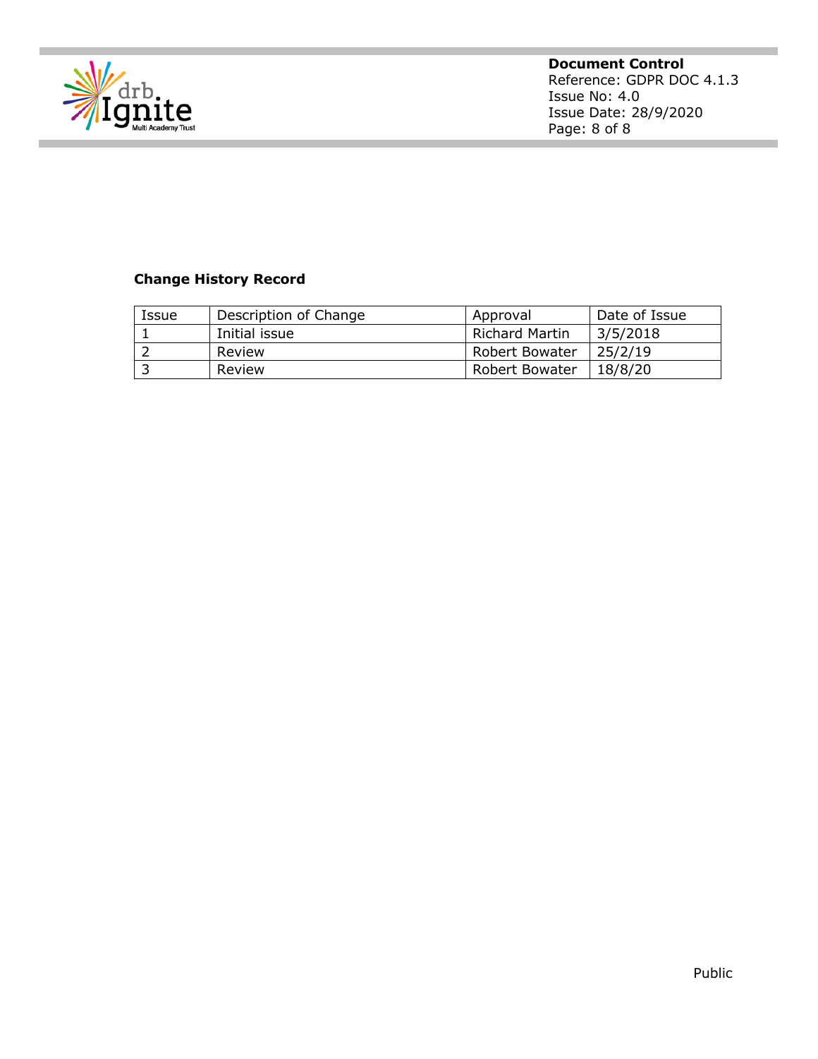**Change History Record**

| Issue | Description of Change | Approval | Date of Issue |
|---|---|---|---|
| 1 | Initial issue | Richard Martin | 3/5/2018 |
| 2 | Review | Robert Bowater | 25/2/19 |
| 3 | Review | Robert Bowater | 18/8/20 |